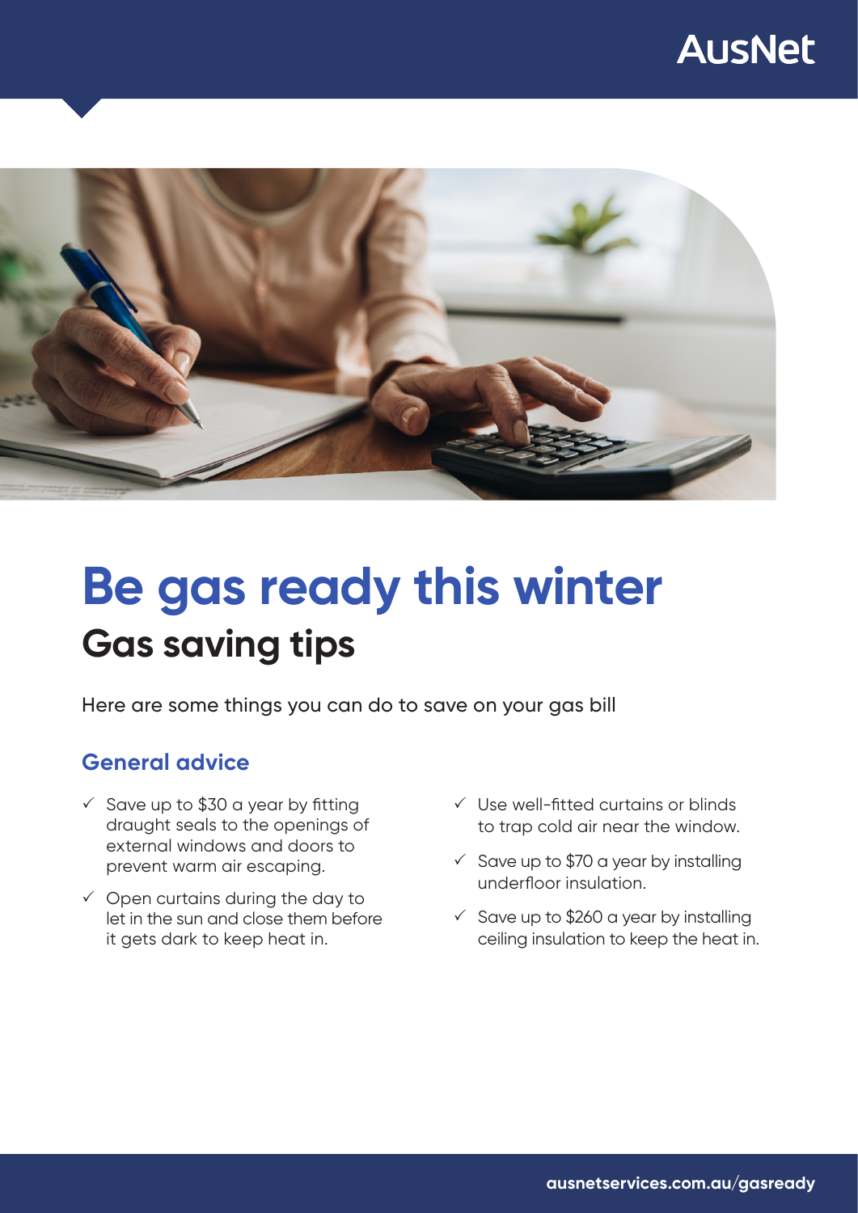AusNet

# Be gas ready this winter

## Gas saving tips

Here are some things you can do to save on your gas bill

### General advice

- ✓ Save up to $30 a year by fitting draught seals to the openings of external windows and doors to prevent warm air escaping.
- ✓ Open curtains during the day to let in the sun and close them before it gets dark to keep heat in.
- ✓ Use well-fitted curtains or blinds to trap cold air near the window.
- ✓ Save up to $70 a year by installing underfloor insulation.
- ✓ Save up to $260 a year by installing ceiling insulation to keep the heat in.

ausnetservices.com.au/gasready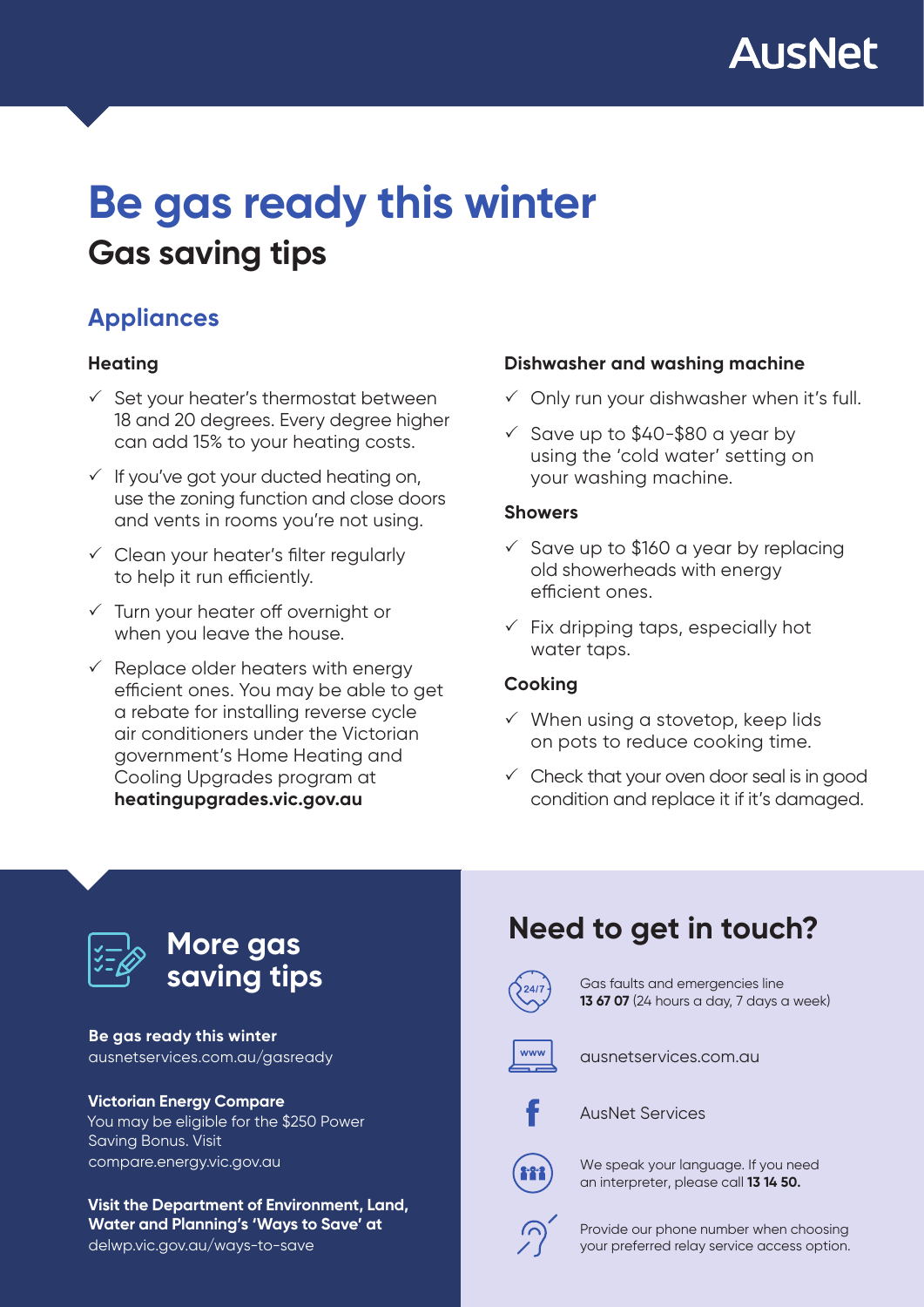AusNet

# Be gas ready this winter

## Gas saving tips

### Appliances

#### Heating

- ✓ Set your heater's thermostat between 18 and 20 degrees. Every degree higher can add 15% to your heating costs.
- ✓ If you've got your ducted heating on, use the zoning function and close doors and vents in rooms you're not using.
- ✓ Clean your heater's filter regularly to help it run efficiently.
- ✓ Turn your heater off overnight or when you leave the house.
- ✓ Replace older heaters with energy efficient ones. You may be able to get a rebate for installing reverse cycle air conditioners under the Victorian government's Home Heating and Cooling Upgrades program at **heatingupgrades.vic.gov.au**

#### Dishwasher and washing machine

- ✓ Only run your dishwasher when it's full.
- ✓ Save up to $40-$80 a year by using the 'cold water' setting on your washing machine.

#### Showers

- ✓ Save up to $160 a year by replacing old showerheads with energy efficient ones.
- ✓ Fix dripping taps, especially hot water taps.

#### Cooking

- ✓ When using a stovetop, keep lids on pots to reduce cooking time.
- ✓ Check that your oven door seal is in good condition and replace it if it's damaged.

## More gas saving tips

**Be gas ready this winter**
ausnetservices.com.au/gasready

**Victorian Energy Compare**
You may be eligible for the $250 Power Saving Bonus. Visit compare.energy.vic.gov.au

**Visit the Department of Environment, Land, Water and Planning's 'Ways to Save' at**
delwp.vic.gov.au/ways-to-save

## Need to get in touch?

Gas faults and emergencies line
**13 67 07** (24 hours a day, 7 days a week)

ausnetservices.com.au

AusNet Services

We speak your language. If you need an interpreter, please call **13 14 50.**

Provide our phone number when choosing your preferred relay service access option.